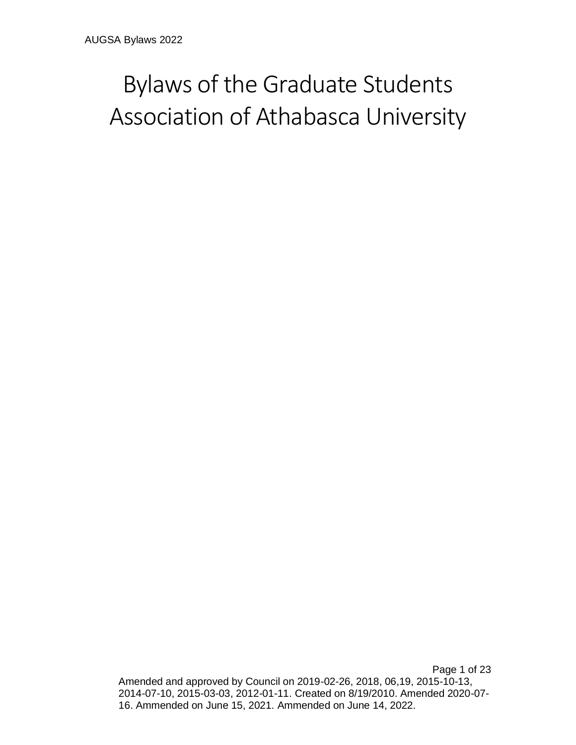# Bylaws of the Graduate Students Association of Athabasca University

Amended and approved by Council on 2019-02-26, 2018, 06,19, 2015-10-13, 2014-07-10, 2015-03-03, 2012-01-11. Created on 8/19/2010. Amended 2020-07-16. Ammended on June 15, 2021. Ammended on June 14, 2022.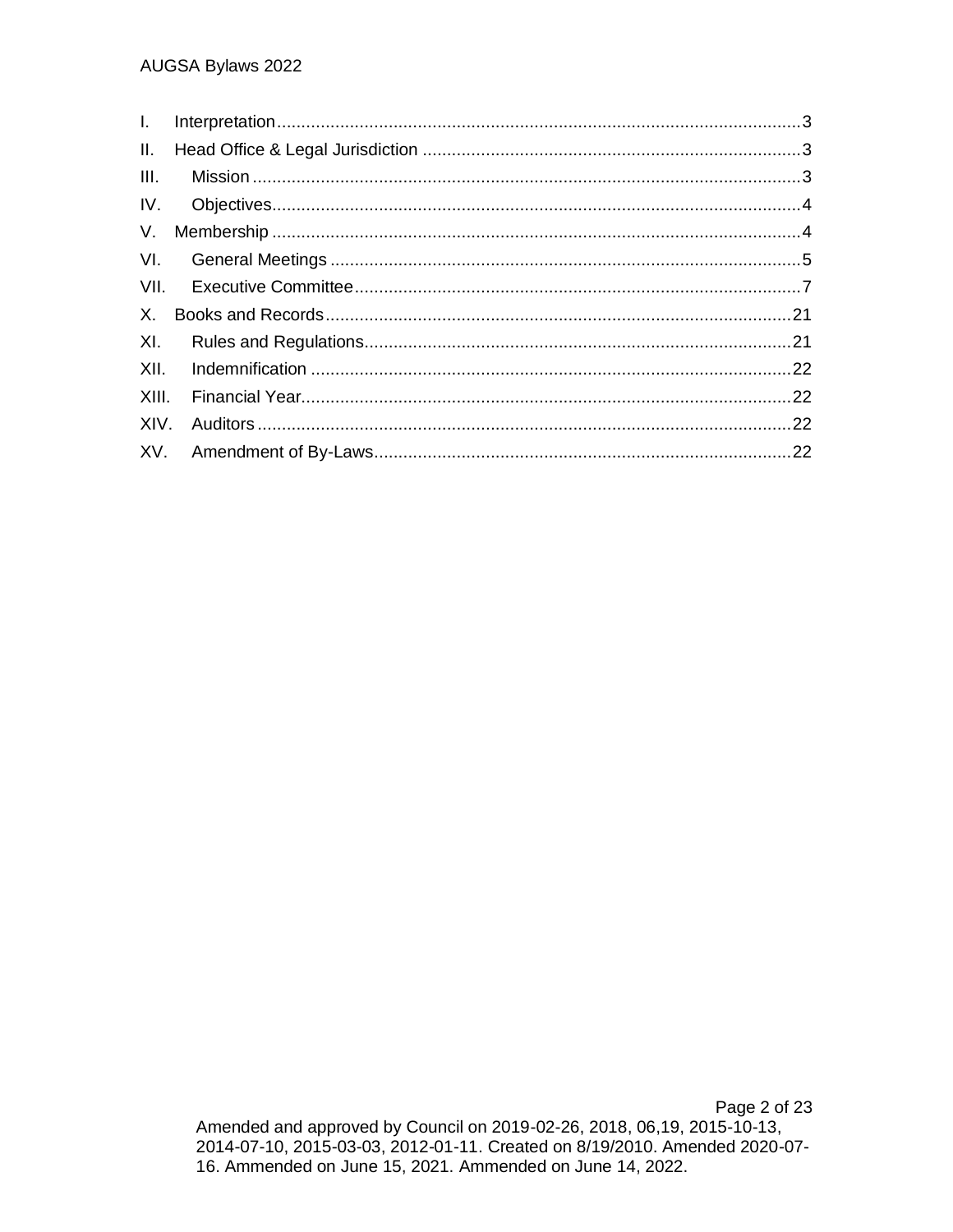I. Interpretation ........................................................................................................ 3
II. Head Office & Legal Jurisdiction ........................................................................ 3
III. Mission ............................................................................................................ 3
IV. Objectives ........................................................................................................ 4
V. Membership ........................................................................................................ 4
VI. General Meetings ............................................................................................. 5
VII. Executive Committee ........................................................................................ 7
X. Books and Records ............................................................................................ 21
XI. Rules and Regulations ..................................................................................... 21
XII. Indemnification ................................................................................................ 22
XIII. Financial Year .................................................................................................. 22
XIV. Auditors ........................................................................................................... 22
XV. Amendment of By-Laws ................................................................................... 22

Amended and approved by Council on 2019-02-26, 2018, 06,19, 2015-10-13, 2014-07-10, 2015-03-03, 2012-01-11. Created on 8/19/2010. Amended 2020-07-16. Ammended on June 15, 2021. Ammended on June 14, 2022.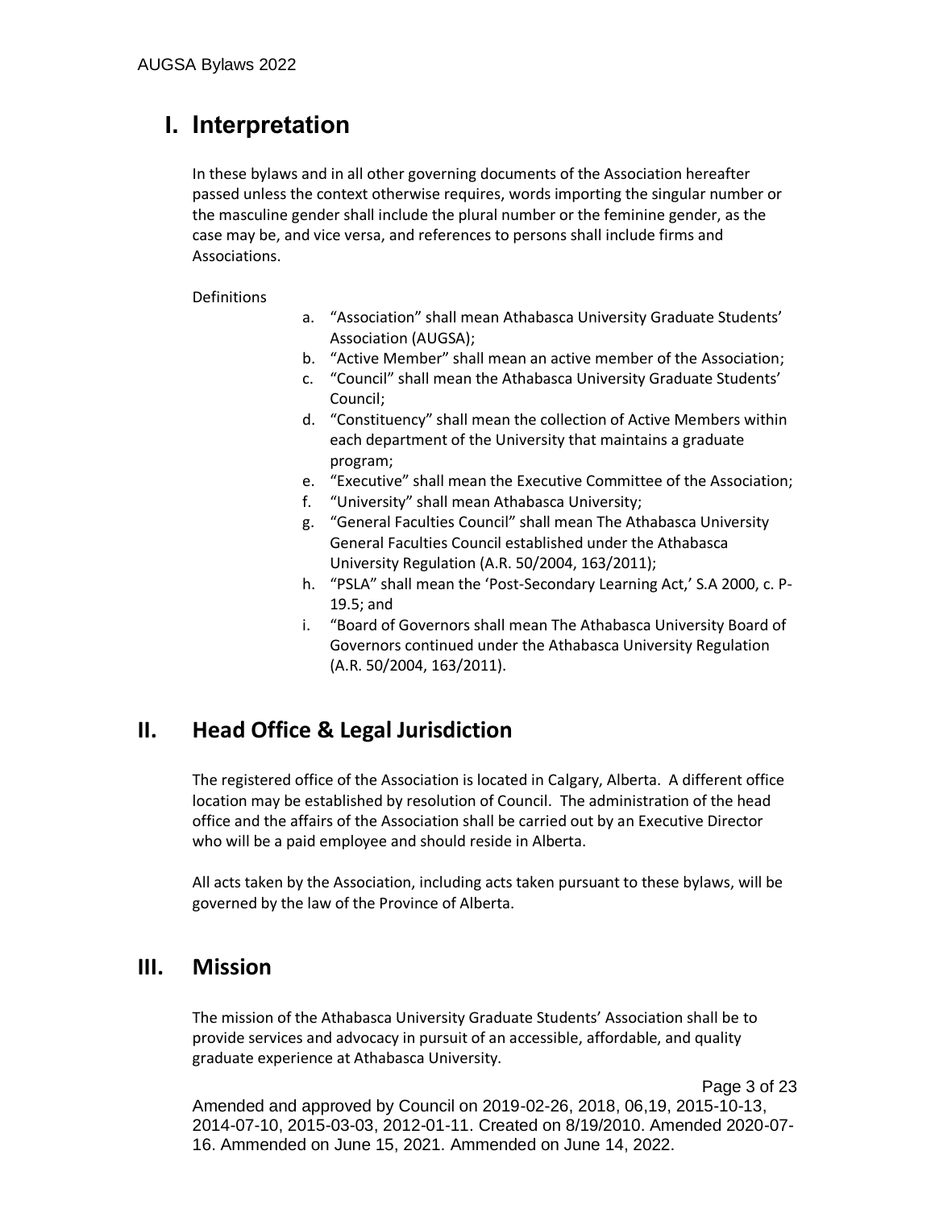# I. Interpretation

In these bylaws and in all other governing documents of the Association hereafter passed unless the context otherwise requires, words importing the singular number or the masculine gender shall include the plural number or the feminine gender, as the case may be, and vice versa, and references to persons shall include firms and Associations.

Definitions

a. "Association" shall mean Athabasca University Graduate Students' Association (AUGSA);
b. "Active Member" shall mean an active member of the Association;
c. "Council" shall mean the Athabasca University Graduate Students' Council;
d. "Constituency" shall mean the collection of Active Members within each department of the University that maintains a graduate program;
e. "Executive" shall mean the Executive Committee of the Association;
f. "University" shall mean Athabasca University;
g. "General Faculties Council" shall mean The Athabasca University General Faculties Council established under the Athabasca University Regulation (A.R. 50/2004, 163/2011);
h. "PSLA" shall mean the 'Post-Secondary Learning Act,' S.A 2000, c. P-19.5; and
i. "Board of Governors shall mean The Athabasca University Board of Governors continued under the Athabasca University Regulation (A.R. 50/2004, 163/2011).

# II. Head Office & Legal Jurisdiction

The registered office of the Association is located in Calgary, Alberta. A different office location may be established by resolution of Council. The administration of the head office and the affairs of the Association shall be carried out by an Executive Director who will be a paid employee and should reside in Alberta.

All acts taken by the Association, including acts taken pursuant to these bylaws, will be governed by the law of the Province of Alberta.

# III. Mission

The mission of the Athabasca University Graduate Students' Association shall be to provide services and advocacy in pursuit of an accessible, affordable, and quality graduate experience at Athabasca University.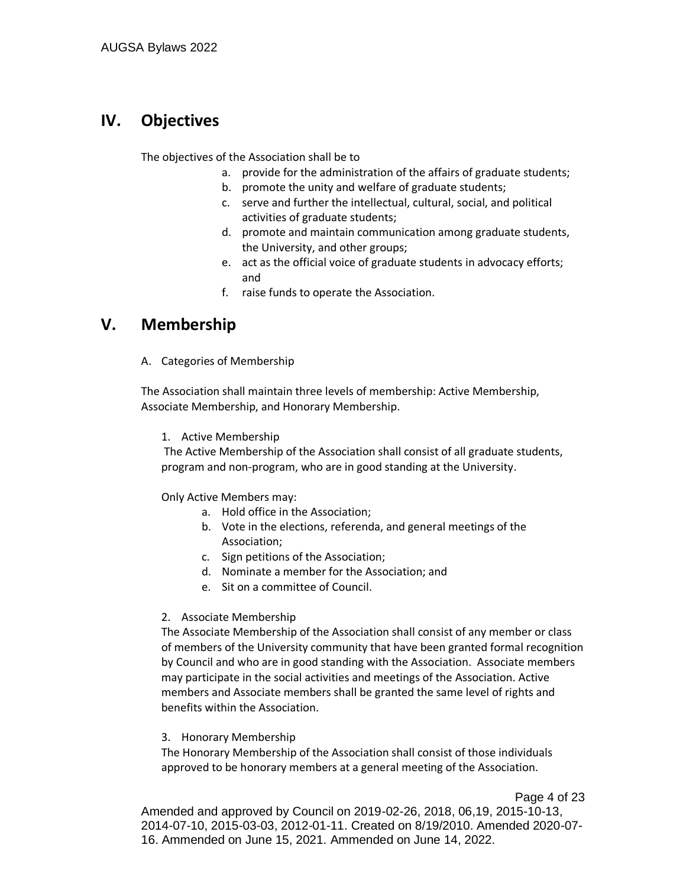## IV. Objectives

The objectives of the Association shall be to

a. provide for the administration of the affairs of graduate students;
b. promote the unity and welfare of graduate students;
c. serve and further the intellectual, cultural, social, and political activities of graduate students;
d. promote and maintain communication among graduate students, the University, and other groups;
e. act as the official voice of graduate students in advocacy efforts; and
f. raise funds to operate the Association.

## V. Membership

A. Categories of Membership

The Association shall maintain three levels of membership: Active Membership, Associate Membership, and Honorary Membership.

1. Active Membership

The Active Membership of the Association shall consist of all graduate students, program and non-program, who are in good standing at the University.

Only Active Members may:

a. Hold office in the Association;
b. Vote in the elections, referenda, and general meetings of the Association;
c. Sign petitions of the Association;
d. Nominate a member for the Association; and
e. Sit on a committee of Council.

2. Associate Membership

The Associate Membership of the Association shall consist of any member or class of members of the University community that have been granted formal recognition by Council and who are in good standing with the Association. Associate members may participate in the social activities and meetings of the Association. Active members and Associate members shall be granted the same level of rights and benefits within the Association.

3. Honorary Membership

The Honorary Membership of the Association shall consist of those individuals approved to be honorary members at a general meeting of the Association.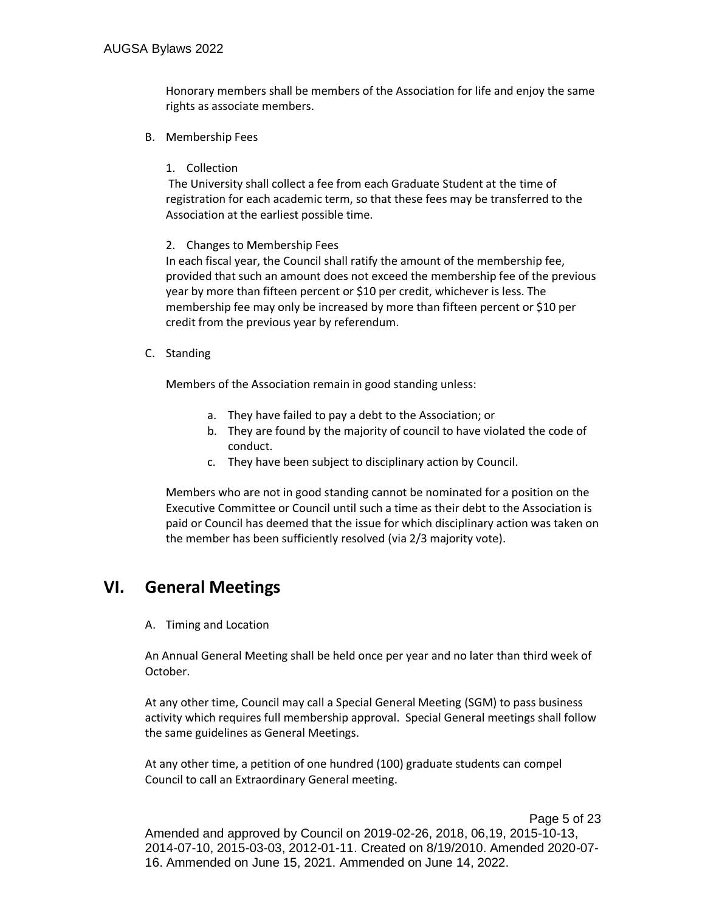Honorary members shall be members of the Association for life and enjoy the same rights as associate members.

B. Membership Fees

1. Collection

The University shall collect a fee from each Graduate Student at the time of registration for each academic term, so that these fees may be transferred to the Association at the earliest possible time.

2. Changes to Membership Fees

In each fiscal year, the Council shall ratify the amount of the membership fee, provided that such an amount does not exceed the membership fee of the previous year by more than fifteen percent or $10 per credit, whichever is less. The membership fee may only be increased by more than fifteen percent or $10 per credit from the previous year by referendum.

C. Standing

Members of the Association remain in good standing unless:

a. They have failed to pay a debt to the Association; or
b. They are found by the majority of council to have violated the code of conduct.
c. They have been subject to disciplinary action by Council.

Members who are not in good standing cannot be nominated for a position on the Executive Committee or Council until such a time as their debt to the Association is paid or Council has deemed that the issue for which disciplinary action was taken on the member has been sufficiently resolved (via 2/3 majority vote).

# VI. General Meetings

A. Timing and Location

An Annual General Meeting shall be held once per year and no later than third week of October.

At any other time, Council may call a Special General Meeting (SGM) to pass business activity which requires full membership approval. Special General meetings shall follow the same guidelines as General Meetings.

At any other time, a petition of one hundred (100) graduate students can compel Council to call an Extraordinary General meeting.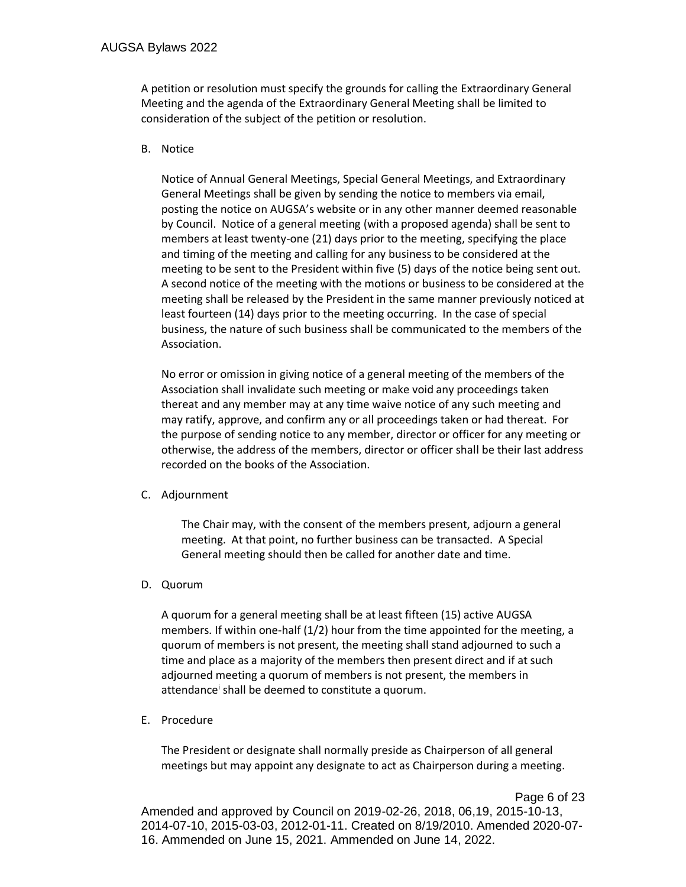A petition or resolution must specify the grounds for calling the Extraordinary General Meeting and the agenda of the Extraordinary General Meeting shall be limited to consideration of the subject of the petition or resolution.

B. Notice

Notice of Annual General Meetings, Special General Meetings, and Extraordinary General Meetings shall be given by sending the notice to members via email, posting the notice on AUGSA's website or in any other manner deemed reasonable by Council. Notice of a general meeting (with a proposed agenda) shall be sent to members at least twenty-one (21) days prior to the meeting, specifying the place and timing of the meeting and calling for any business to be considered at the meeting to be sent to the President within five (5) days of the notice being sent out. A second notice of the meeting with the motions or business to be considered at the meeting shall be released by the President in the same manner previously noticed at least fourteen (14) days prior to the meeting occurring. In the case of special business, the nature of such business shall be communicated to the members of the Association.

No error or omission in giving notice of a general meeting of the members of the Association shall invalidate such meeting or make void any proceedings taken thereat and any member may at any time waive notice of any such meeting and may ratify, approve, and confirm any or all proceedings taken or had thereat. For the purpose of sending notice to any member, director or officer for any meeting or otherwise, the address of the members, director or officer shall be their last address recorded on the books of the Association.

C. Adjournment

The Chair may, with the consent of the members present, adjourn a general meeting. At that point, no further business can be transacted. A Special General meeting should then be called for another date and time.

D. Quorum

A quorum for a general meeting shall be at least fifteen (15) active AUGSA members. If within one-half (1/2) hour from the time appointed for the meeting, a quorum of members is not present, the meeting shall stand adjourned to such a time and place as a majority of the members then present direct and if at such adjourned meeting a quorum of members is not present, the members in attendance[i] shall be deemed to constitute a quorum.

E. Procedure

The President or designate shall normally preside as Chairperson of all general meetings but may appoint any designate to act as Chairperson during a meeting.

Amended and approved by Council on 2019-02-26, 2018, 06,19, 2015-10-13, 2014-07-10, 2015-03-03, 2012-01-11. Created on 8/19/2010. Amended 2020-07-16. Ammended on June 15, 2021. Ammended on June 14, 2022.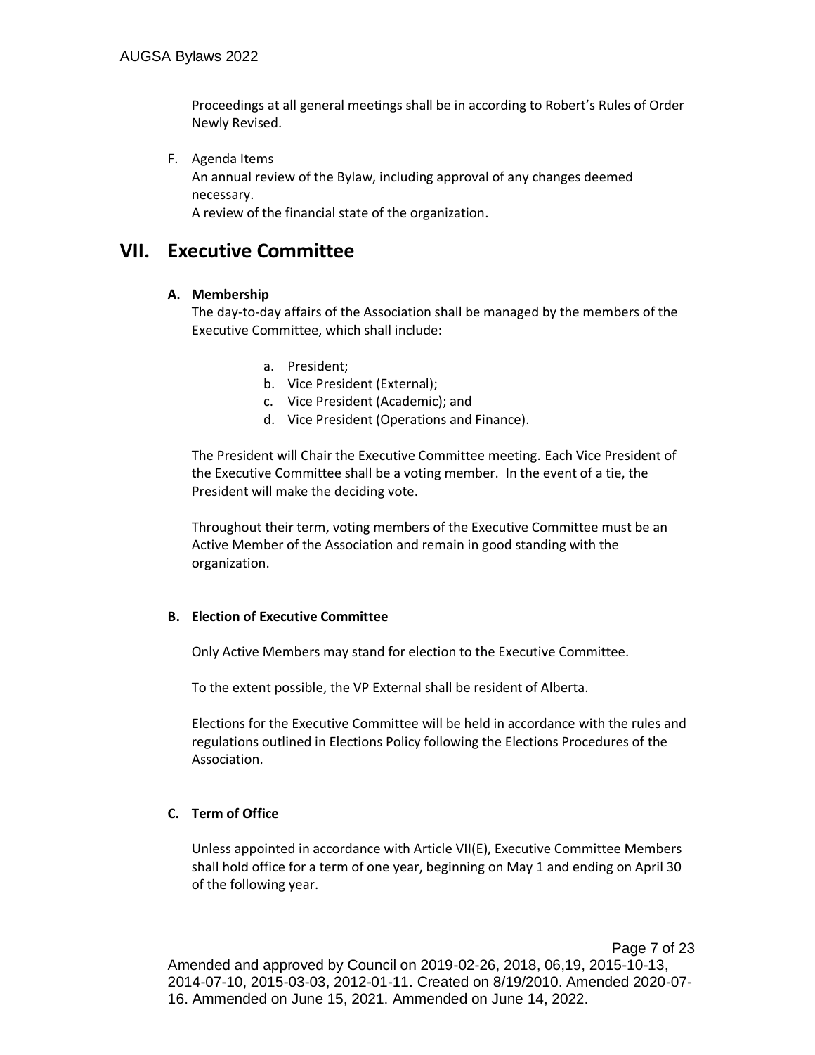Proceedings at all general meetings shall be in according to Robert's Rules of Order Newly Revised.

F. Agenda Items
An annual review of the Bylaw, including approval of any changes deemed necessary.
A review of the financial state of the organization.

# VII. Executive Committee

### A. Membership

The day-to-day affairs of the Association shall be managed by the members of the Executive Committee, which shall include:

a. President;
b. Vice President (External);
c. Vice President (Academic); and
d. Vice President (Operations and Finance).

The President will Chair the Executive Committee meeting. Each Vice President of the Executive Committee shall be a voting member. In the event of a tie, the President will make the deciding vote.

Throughout their term, voting members of the Executive Committee must be an Active Member of the Association and remain in good standing with the organization.

### B. Election of Executive Committee

Only Active Members may stand for election to the Executive Committee.

To the extent possible, the VP External shall be resident of Alberta.

Elections for the Executive Committee will be held in accordance with the rules and regulations outlined in Elections Policy following the Elections Procedures of the Association.

### C. Term of Office

Unless appointed in accordance with Article VII(E), Executive Committee Members shall hold office for a term of one year, beginning on May 1 and ending on April 30 of the following year.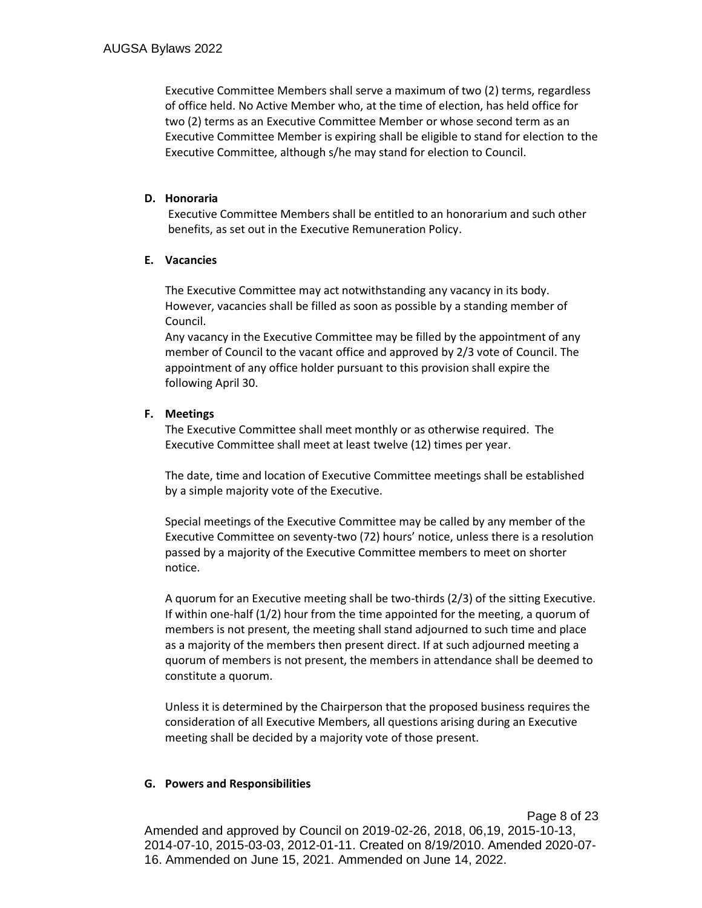Executive Committee Members shall serve a maximum of two (2) terms, regardless of office held. No Active Member who, at the time of election, has held office for two (2) terms as an Executive Committee Member or whose second term as an Executive Committee Member is expiring shall be eligible to stand for election to the Executive Committee, although s/he may stand for election to Council.

**D. Honoraria**

Executive Committee Members shall be entitled to an honorarium and such other benefits, as set out in the Executive Remuneration Policy.

**E. Vacancies**

The Executive Committee may act notwithstanding any vacancy in its body. However, vacancies shall be filled as soon as possible by a standing member of Council.

Any vacancy in the Executive Committee may be filled by the appointment of any member of Council to the vacant office and approved by 2/3 vote of Council. The appointment of any office holder pursuant to this provision shall expire the following April 30.

**F. Meetings**

The Executive Committee shall meet monthly or as otherwise required. The Executive Committee shall meet at least twelve (12) times per year.

The date, time and location of Executive Committee meetings shall be established by a simple majority vote of the Executive.

Special meetings of the Executive Committee may be called by any member of the Executive Committee on seventy-two (72) hours' notice, unless there is a resolution passed by a majority of the Executive Committee members to meet on shorter notice.

A quorum for an Executive meeting shall be two-thirds (2/3) of the sitting Executive. If within one-half (1/2) hour from the time appointed for the meeting, a quorum of members is not present, the meeting shall stand adjourned to such time and place as a majority of the members then present direct. If at such adjourned meeting a quorum of members is not present, the members in attendance shall be deemed to constitute a quorum.

Unless it is determined by the Chairperson that the proposed business requires the consideration of all Executive Members, all questions arising during an Executive meeting shall be decided by a majority vote of those present.

**G. Powers and Responsibilities**

Amended and approved by Council on 2019-02-26, 2018, 06,19, 2015-10-13, 2014-07-10, 2015-03-03, 2012-01-11. Created on 8/19/2010. Amended 2020-07-16. Ammended on June 15, 2021. Ammended on June 14, 2022.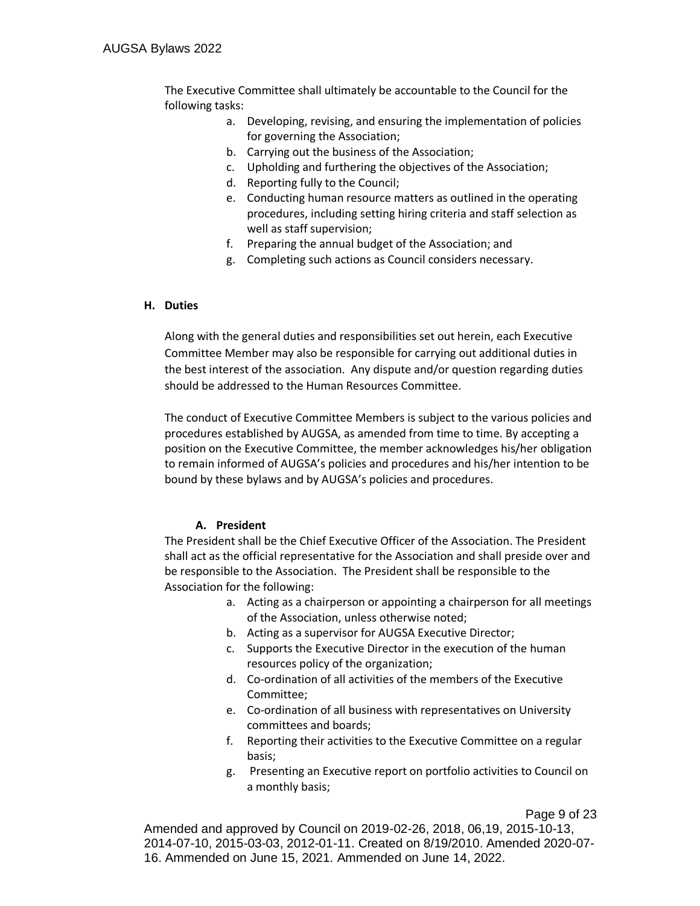The Executive Committee shall ultimately be accountable to the Council for the following tasks:

a. Developing, revising, and ensuring the implementation of policies for governing the Association;
b. Carrying out the business of the Association;
c. Upholding and furthering the objectives of the Association;
d. Reporting fully to the Council;
e. Conducting human resource matters as outlined in the operating procedures, including setting hiring criteria and staff selection as well as staff supervision;
f. Preparing the annual budget of the Association; and
g. Completing such actions as Council considers necessary.

## H. Duties

Along with the general duties and responsibilities set out herein, each Executive Committee Member may also be responsible for carrying out additional duties in the best interest of the association. Any dispute and/or question regarding duties should be addressed to the Human Resources Committee.

The conduct of Executive Committee Members is subject to the various policies and procedures established by AUGSA, as amended from time to time. By accepting a position on the Executive Committee, the member acknowledges his/her obligation to remain informed of AUGSA's policies and procedures and his/her intention to be bound by these bylaws and by AUGSA's policies and procedures.

### A. President

The President shall be the Chief Executive Officer of the Association. The President shall act as the official representative for the Association and shall preside over and be responsible to the Association. The President shall be responsible to the Association for the following:

a. Acting as a chairperson or appointing a chairperson for all meetings of the Association, unless otherwise noted;
b. Acting as a supervisor for AUGSA Executive Director;
c. Supports the Executive Director in the execution of the human resources policy of the organization;
d. Co-ordination of all activities of the members of the Executive Committee;
e. Co-ordination of all business with representatives on University committees and boards;
f. Reporting their activities to the Executive Committee on a regular basis;
g. Presenting an Executive report on portfolio activities to Council on a monthly basis;

Amended and approved by Council on 2019-02-26, 2018, 06,19, 2015-10-13, 2014-07-10, 2015-03-03, 2012-01-11. Created on 8/19/2010. Amended 2020-07-16. Ammended on June 15, 2021. Ammended on June 14, 2022.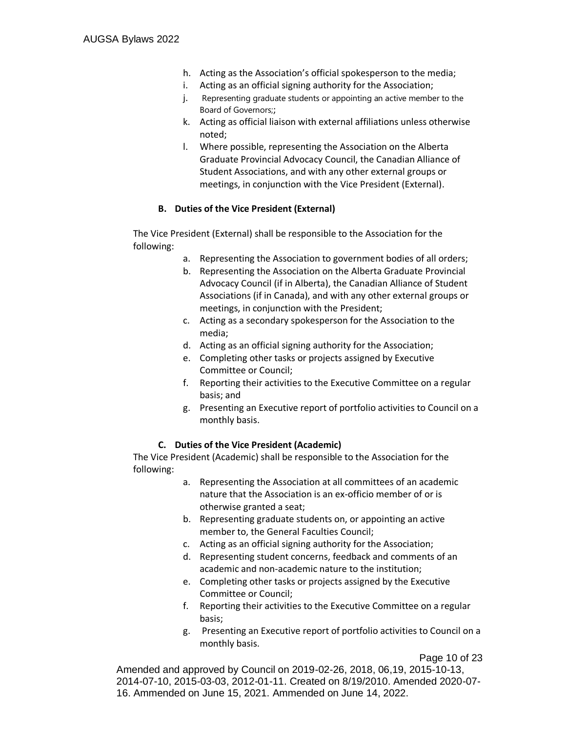h. Acting as the Association's official spokesperson to the media;
i. Acting as an official signing authority for the Association;
j. Representing graduate students or appointing an active member to the Board of Governors;;
k. Acting as official liaison with external affiliations unless otherwise noted;
l. Where possible, representing the Association on the Alberta Graduate Provincial Advocacy Council, the Canadian Alliance of Student Associations, and with any other external groups or meetings, in conjunction with the Vice President (External).

### B. Duties of the Vice President (External)

The Vice President (External) shall be responsible to the Association for the following:

a. Representing the Association to government bodies of all orders;
b. Representing the Association on the Alberta Graduate Provincial Advocacy Council (if in Alberta), the Canadian Alliance of Student Associations (if in Canada), and with any other external groups or meetings, in conjunction with the President;
c. Acting as a secondary spokesperson for the Association to the media;
d. Acting as an official signing authority for the Association;
e. Completing other tasks or projects assigned by Executive Committee or Council;
f. Reporting their activities to the Executive Committee on a regular basis; and
g. Presenting an Executive report of portfolio activities to Council on a monthly basis.

### C. Duties of the Vice President (Academic)

The Vice President (Academic) shall be responsible to the Association for the following:

a. Representing the Association at all committees of an academic nature that the Association is an ex-officio member of or is otherwise granted a seat;
b. Representing graduate students on, or appointing an active member to, the General Faculties Council;
c. Acting as an official signing authority for the Association;
d. Representing student concerns, feedback and comments of an academic and non-academic nature to the institution;
e. Completing other tasks or projects assigned by the Executive Committee or Council;
f. Reporting their activities to the Executive Committee on a regular basis;
g. Presenting an Executive report of portfolio activities to Council on a monthly basis.

Amended and approved by Council on 2019-02-26, 2018, 06,19, 2015-10-13, 2014-07-10, 2015-03-03, 2012-01-11. Created on 8/19/2010. Amended 2020-07-16. Ammended on June 15, 2021. Ammended on June 14, 2022.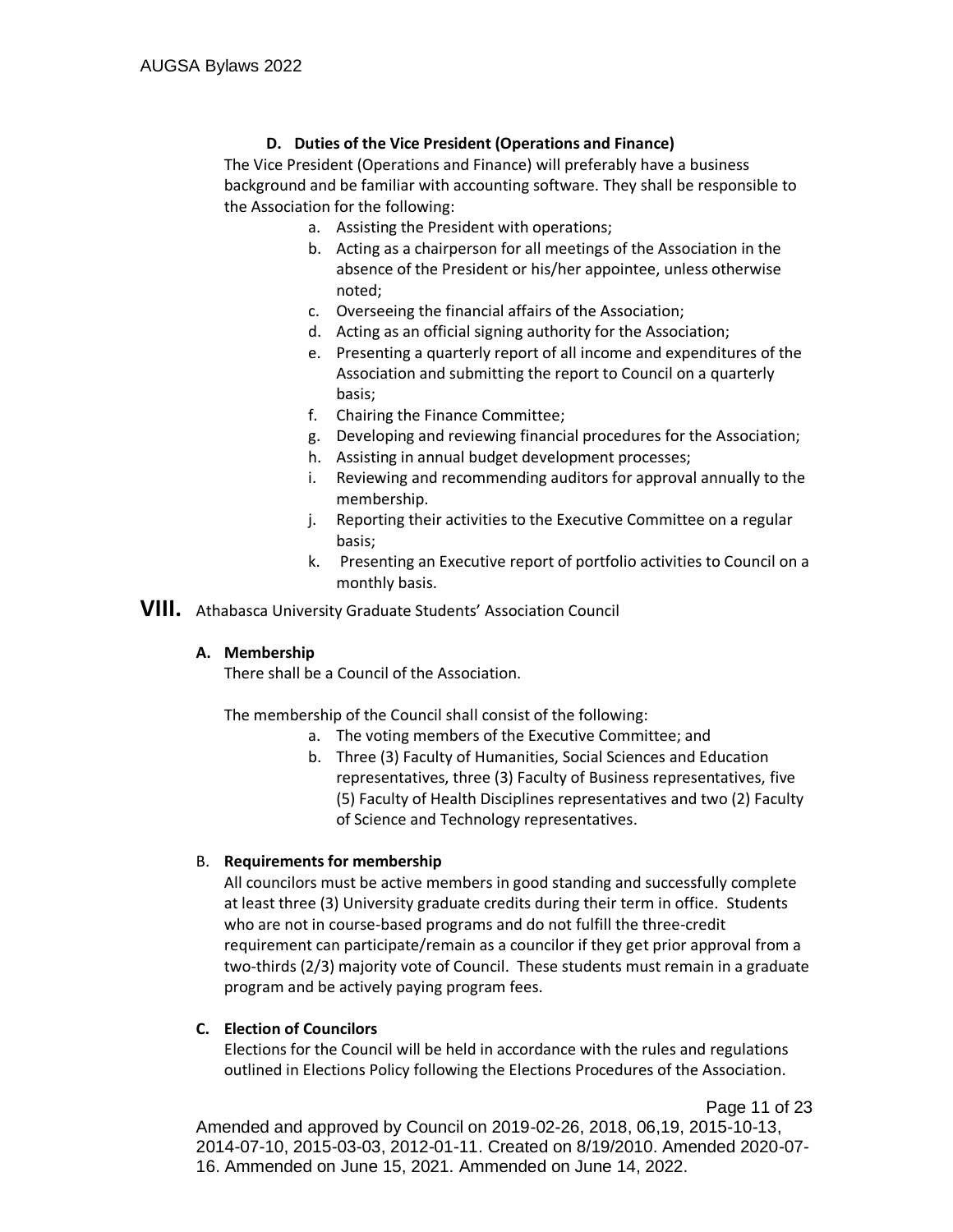#### D. Duties of the Vice President (Operations and Finance)

The Vice President (Operations and Finance) will preferably have a business background and be familiar with accounting software. They shall be responsible to the Association for the following:

a. Assisting the President with operations;
b. Acting as a chairperson for all meetings of the Association in the absence of the President or his/her appointee, unless otherwise noted;
c. Overseeing the financial affairs of the Association;
d. Acting as an official signing authority for the Association;
e. Presenting a quarterly report of all income and expenditures of the Association and submitting the report to Council on a quarterly basis;
f. Chairing the Finance Committee;
g. Developing and reviewing financial procedures for the Association;
h. Assisting in annual budget development processes;
i. Reviewing and recommending auditors for approval annually to the membership.
j. Reporting their activities to the Executive Committee on a regular basis;
k. Presenting an Executive report of portfolio activities to Council on a monthly basis.

## VIII. Athabasca University Graduate Students' Association Council

#### A. Membership

There shall be a Council of the Association.

The membership of the Council shall consist of the following:

a. The voting members of the Executive Committee; and
b. Three (3) Faculty of Humanities, Social Sciences and Education representatives, three (3) Faculty of Business representatives, five (5) Faculty of Health Disciplines representatives and two (2) Faculty of Science and Technology representatives.

#### B. Requirements for membership

All councilors must be active members in good standing and successfully complete at least three (3) University graduate credits during their term in office. Students who are not in course-based programs and do not fulfill the three-credit requirement can participate/remain as a councilor if they get prior approval from a two-thirds (2/3) majority vote of Council. These students must remain in a graduate program and be actively paying program fees.

#### C. Election of Councilors

Elections for the Council will be held in accordance with the rules and regulations outlined in Elections Policy following the Elections Procedures of the Association.

Amended and approved by Council on 2019-02-26, 2018, 06,19, 2015-10-13, 2014-07-10, 2015-03-03, 2012-01-11. Created on 8/19/2010. Amended 2020-07-16. Ammended on June 15, 2021. Ammended on June 14, 2022.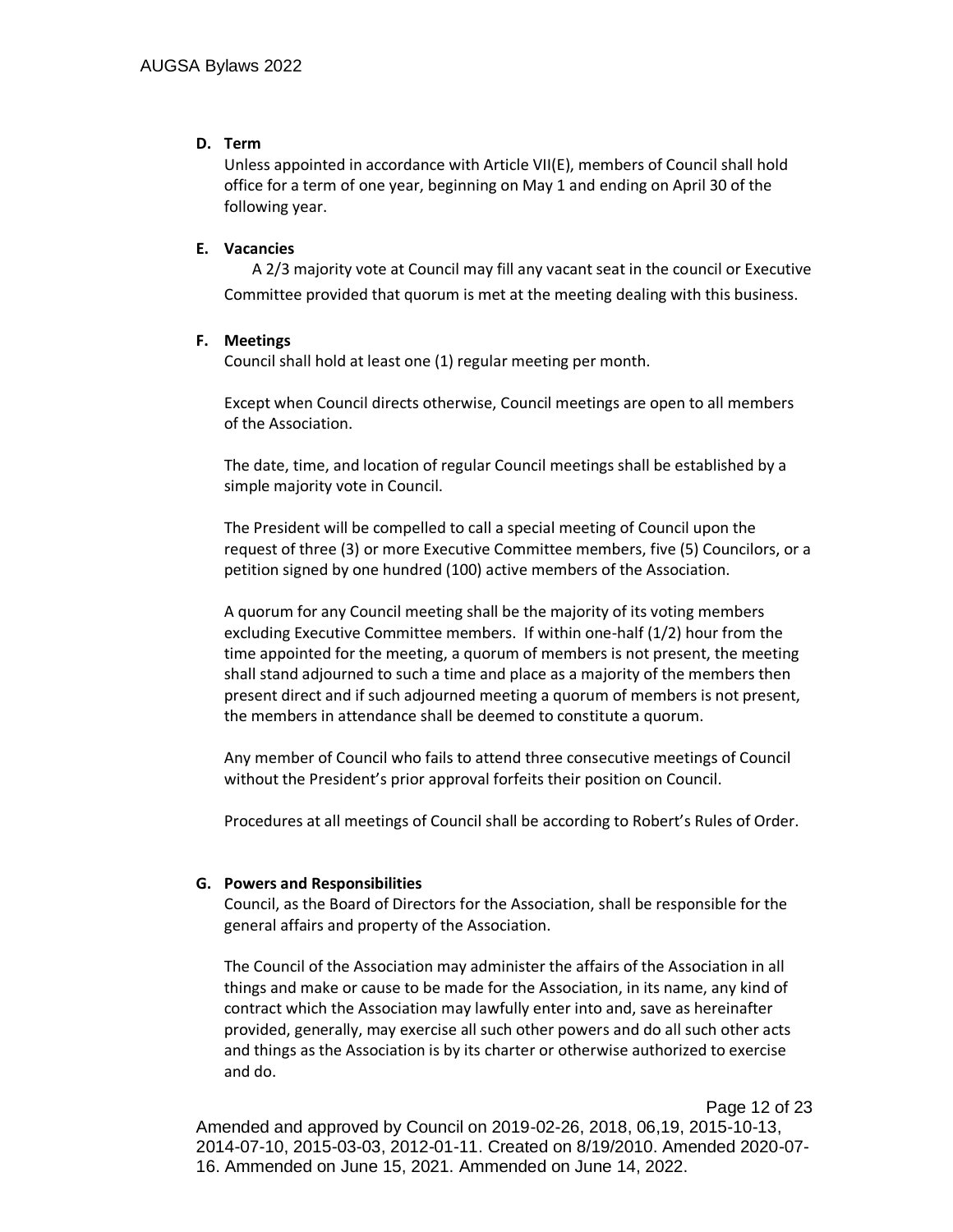**D. Term**

Unless appointed in accordance with Article VII(E), members of Council shall hold office for a term of one year, beginning on May 1 and ending on April 30 of the following year.

**E. Vacancies**

A 2/3 majority vote at Council may fill any vacant seat in the council or Executive Committee provided that quorum is met at the meeting dealing with this business.

**F. Meetings**

Council shall hold at least one (1) regular meeting per month.

Except when Council directs otherwise, Council meetings are open to all members of the Association.

The date, time, and location of regular Council meetings shall be established by a simple majority vote in Council.

The President will be compelled to call a special meeting of Council upon the request of three (3) or more Executive Committee members, five (5) Councilors, or a petition signed by one hundred (100) active members of the Association.

A quorum for any Council meeting shall be the majority of its voting members excluding Executive Committee members. If within one-half (1/2) hour from the time appointed for the meeting, a quorum of members is not present, the meeting shall stand adjourned to such a time and place as a majority of the members then present direct and if such adjourned meeting a quorum of members is not present, the members in attendance shall be deemed to constitute a quorum.

Any member of Council who fails to attend three consecutive meetings of Council without the President's prior approval forfeits their position on Council.

Procedures at all meetings of Council shall be according to Robert's Rules of Order.

**G. Powers and Responsibilities**

Council, as the Board of Directors for the Association, shall be responsible for the general affairs and property of the Association.

The Council of the Association may administer the affairs of the Association in all things and make or cause to be made for the Association, in its name, any kind of contract which the Association may lawfully enter into and, save as hereinafter provided, generally, may exercise all such other powers and do all such other acts and things as the Association is by its charter or otherwise authorized to exercise and do.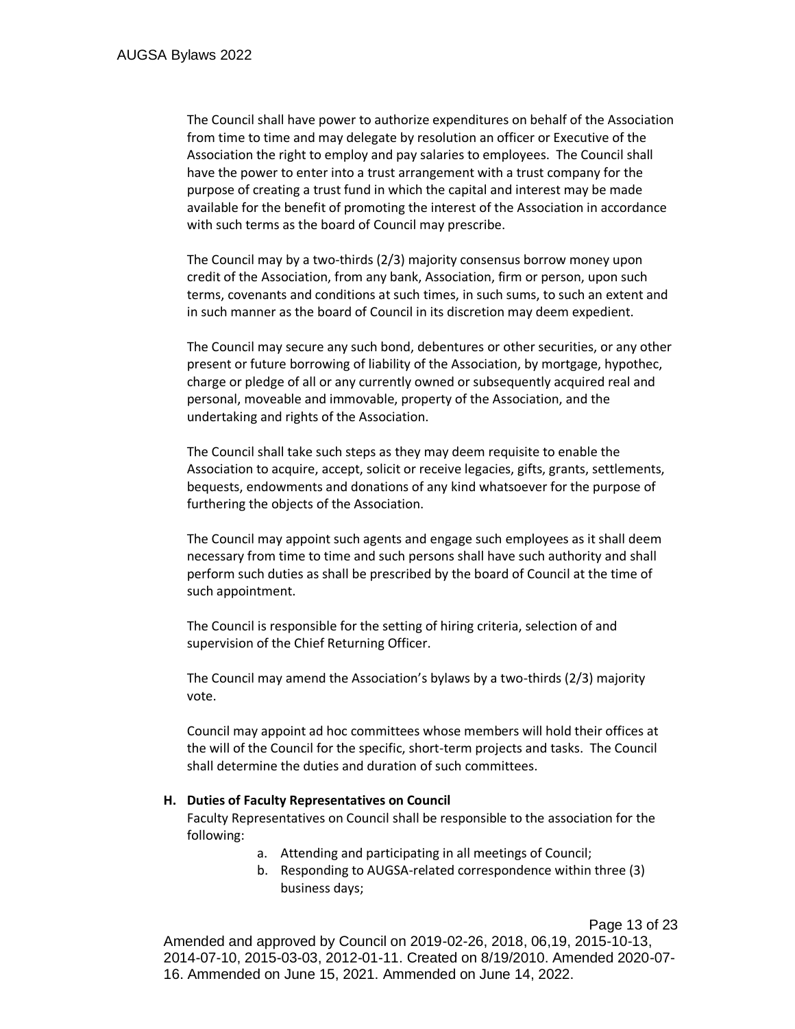The Council shall have power to authorize expenditures on behalf of the Association from time to time and may delegate by resolution an officer or Executive of the Association the right to employ and pay salaries to employees. The Council shall have the power to enter into a trust arrangement with a trust company for the purpose of creating a trust fund in which the capital and interest may be made available for the benefit of promoting the interest of the Association in accordance with such terms as the board of Council may prescribe.

The Council may by a two-thirds (2/3) majority consensus borrow money upon credit of the Association, from any bank, Association, firm or person, upon such terms, covenants and conditions at such times, in such sums, to such an extent and in such manner as the board of Council in its discretion may deem expedient.

The Council may secure any such bond, debentures or other securities, or any other present or future borrowing of liability of the Association, by mortgage, hypothec, charge or pledge of all or any currently owned or subsequently acquired real and personal, moveable and immovable, property of the Association, and the undertaking and rights of the Association.

The Council shall take such steps as they may deem requisite to enable the Association to acquire, accept, solicit or receive legacies, gifts, grants, settlements, bequests, endowments and donations of any kind whatsoever for the purpose of furthering the objects of the Association.

The Council may appoint such agents and engage such employees as it shall deem necessary from time to time and such persons shall have such authority and shall perform such duties as shall be prescribed by the board of Council at the time of such appointment.

The Council is responsible for the setting of hiring criteria, selection of and supervision of the Chief Returning Officer.

The Council may amend the Association's bylaws by a two-thirds (2/3) majority vote.

Council may appoint ad hoc committees whose members will hold their offices at the will of the Council for the specific, short-term projects and tasks. The Council shall determine the duties and duration of such committees.

**H. Duties of Faculty Representatives on Council**

Faculty Representatives on Council shall be responsible to the association for the following:

a. Attending and participating in all meetings of Council;
b. Responding to AUGSA-related correspondence within three (3) business days;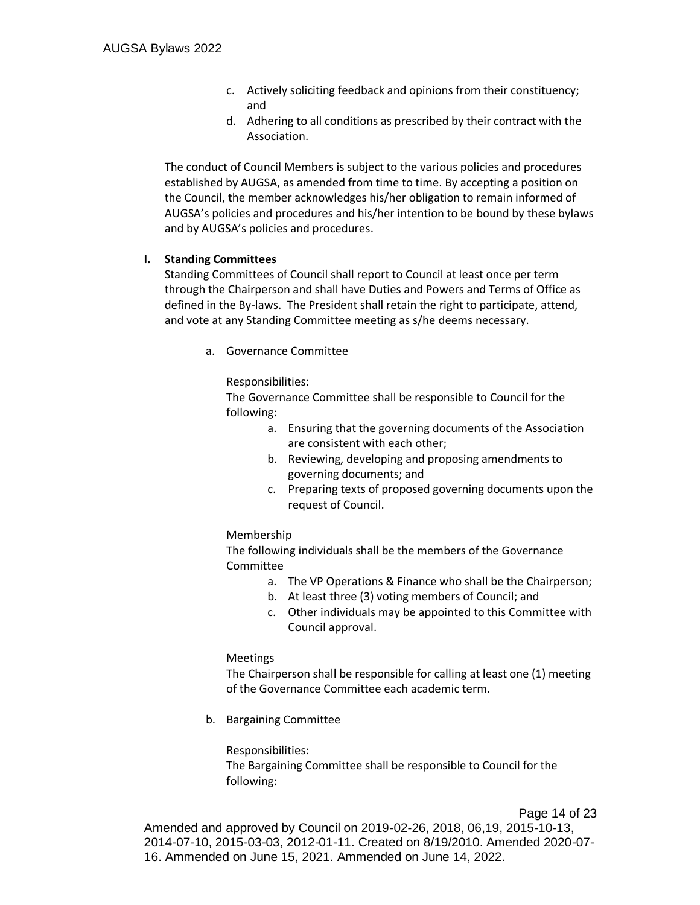c. Actively soliciting feedback and opinions from their constituency; and
d. Adhering to all conditions as prescribed by their contract with the Association.

The conduct of Council Members is subject to the various policies and procedures established by AUGSA, as amended from time to time. By accepting a position on the Council, the member acknowledges his/her obligation to remain informed of AUGSA's policies and procedures and his/her intention to be bound by these bylaws and by AUGSA's policies and procedures.

**I. Standing Committees**

Standing Committees of Council shall report to Council at least once per term through the Chairperson and shall have Duties and Powers and Terms of Office as defined in the By-laws. The President shall retain the right to participate, attend, and vote at any Standing Committee meeting as s/he deems necessary.

a. Governance Committee

Responsibilities:
The Governance Committee shall be responsible to Council for the following:

a. Ensuring that the governing documents of the Association are consistent with each other;
b. Reviewing, developing and proposing amendments to governing documents; and
c. Preparing texts of proposed governing documents upon the request of Council.

Membership
The following individuals shall be the members of the Governance Committee

a. The VP Operations & Finance who shall be the Chairperson;
b. At least three (3) voting members of Council; and
c. Other individuals may be appointed to this Committee with Council approval.

Meetings
The Chairperson shall be responsible for calling at least one (1) meeting of the Governance Committee each academic term.

b. Bargaining Committee

Responsibilities:
The Bargaining Committee shall be responsible to Council for the following: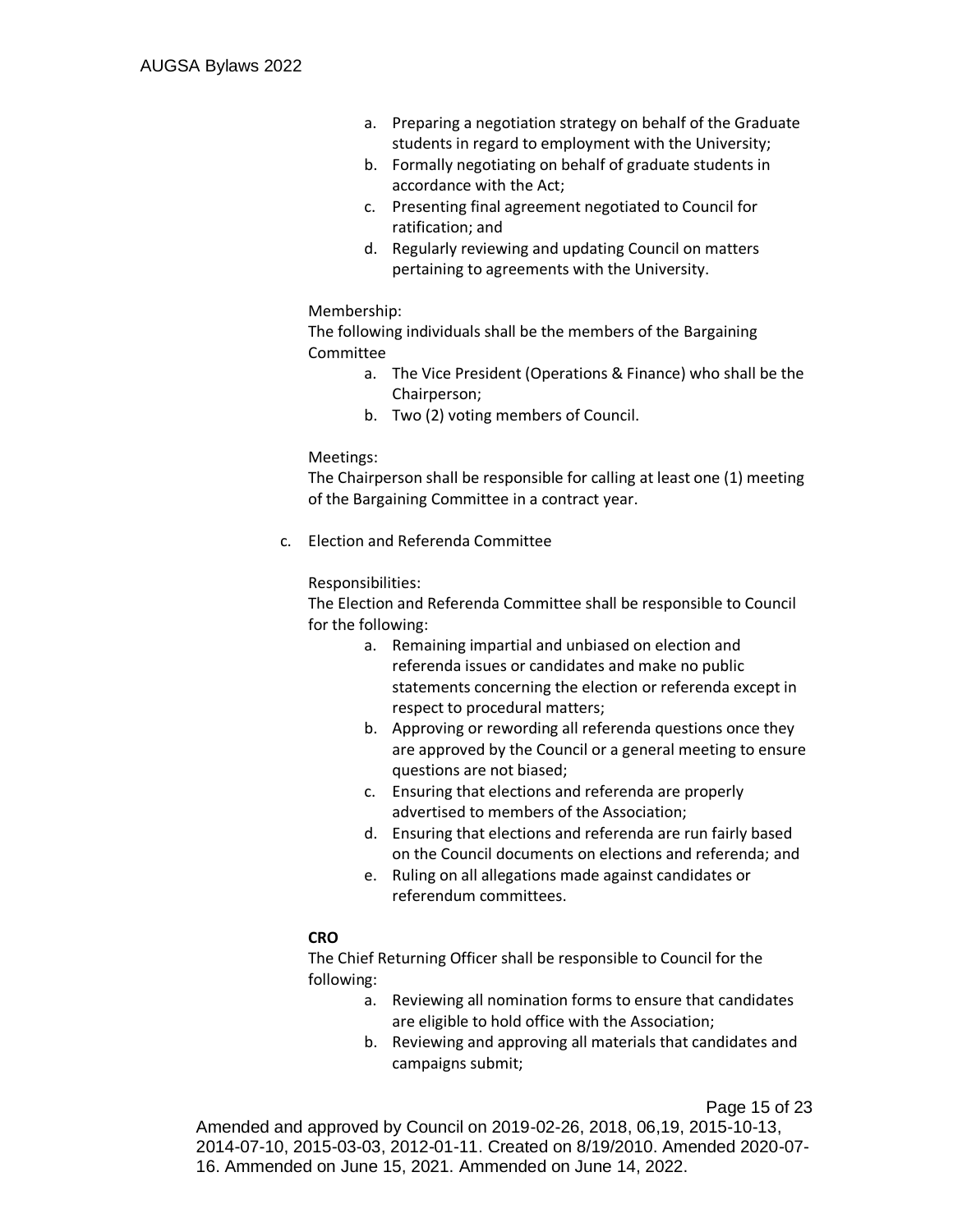a. Preparing a negotiation strategy on behalf of the Graduate students in regard to employment with the University;
b. Formally negotiating on behalf of graduate students in accordance with the Act;
c. Presenting final agreement negotiated to Council for ratification; and
d. Regularly reviewing and updating Council on matters pertaining to agreements with the University.

Membership:
The following individuals shall be the members of the Bargaining Committee

a. The Vice President (Operations & Finance) who shall be the Chairperson;
b. Two (2) voting members of Council.

Meetings:
The Chairperson shall be responsible for calling at least one (1) meeting of the Bargaining Committee in a contract year.

c. Election and Referenda Committee

Responsibilities:
The Election and Referenda Committee shall be responsible to Council for the following:

a. Remaining impartial and unbiased on election and referenda issues or candidates and make no public statements concerning the election or referenda except in respect to procedural matters;
b. Approving or rewording all referenda questions once they are approved by the Council or a general meeting to ensure questions are not biased;
c. Ensuring that elections and referenda are properly advertised to members of the Association;
d. Ensuring that elections and referenda are run fairly based on the Council documents on elections and referenda; and
e. Ruling on all allegations made against candidates or referendum committees.

**CRO**

The Chief Returning Officer shall be responsible to Council for the following:

a. Reviewing all nomination forms to ensure that candidates are eligible to hold office with the Association;
b. Reviewing and approving all materials that candidates and campaigns submit;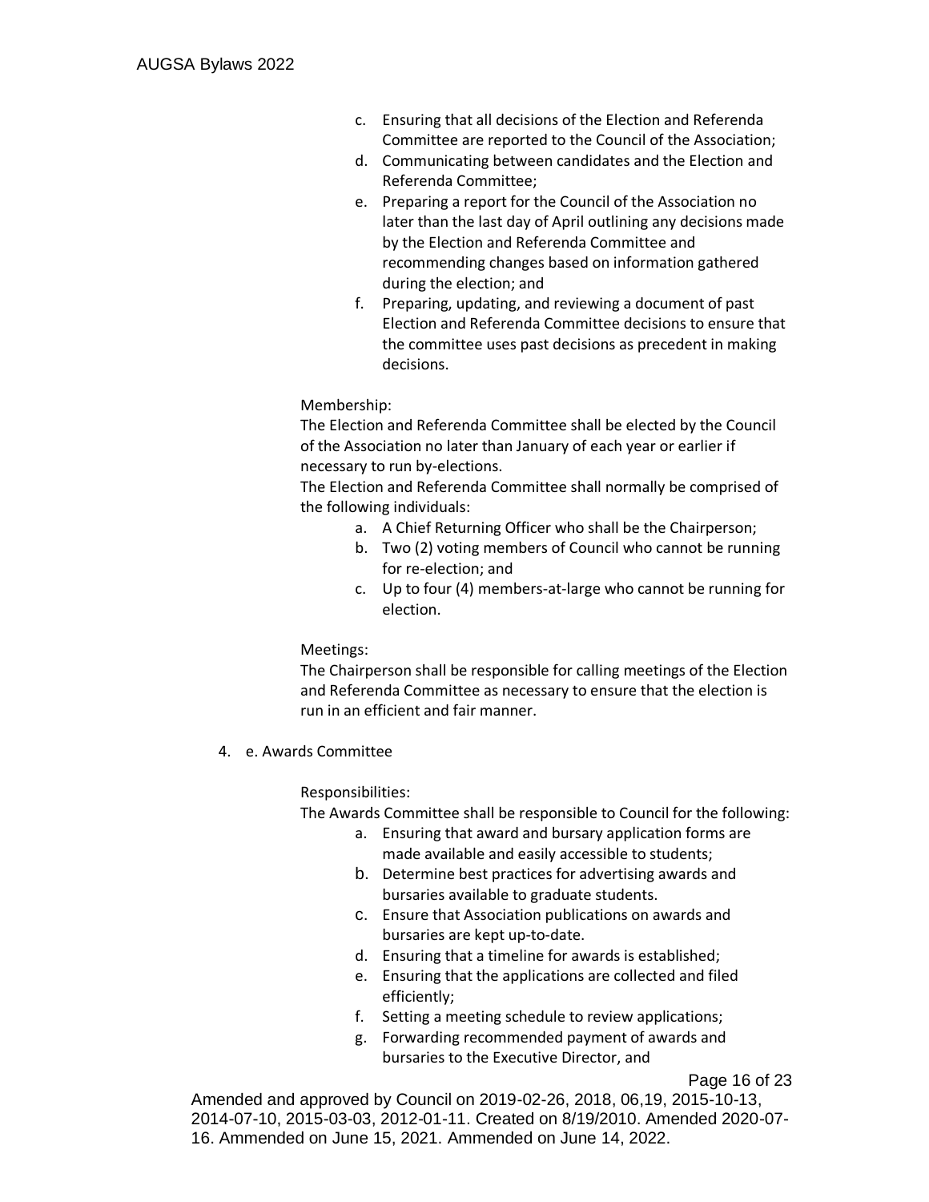c. Ensuring that all decisions of the Election and Referenda Committee are reported to the Council of the Association;
d. Communicating between candidates and the Election and Referenda Committee;
e. Preparing a report for the Council of the Association no later than the last day of April outlining any decisions made by the Election and Referenda Committee and recommending changes based on information gathered during the election; and
f. Preparing, updating, and reviewing a document of past Election and Referenda Committee decisions to ensure that the committee uses past decisions as precedent in making decisions.

Membership:
The Election and Referenda Committee shall be elected by the Council of the Association no later than January of each year or earlier if necessary to run by-elections.
The Election and Referenda Committee shall normally be comprised of the following individuals:

a. A Chief Returning Officer who shall be the Chairperson;
b. Two (2) voting members of Council who cannot be running for re-election; and
c. Up to four (4) members-at-large who cannot be running for election.

Meetings:
The Chairperson shall be responsible for calling meetings of the Election and Referenda Committee as necessary to ensure that the election is run in an efficient and fair manner.

4. e. Awards Committee

Responsibilities:
The Awards Committee shall be responsible to Council for the following:

a. Ensuring that award and bursary application forms are made available and easily accessible to students;
b. Determine best practices for advertising awards and bursaries available to graduate students.
c. Ensure that Association publications on awards and bursaries are kept up-to-date.
d. Ensuring that a timeline for awards is established;
e. Ensuring that the applications are collected and filed efficiently;
f. Setting a meeting schedule to review applications;
g. Forwarding recommended payment of awards and bursaries to the Executive Director, and

Amended and approved by Council on 2019-02-26, 2018, 06,19, 2015-10-13, 2014-07-10, 2015-03-03, 2012-01-11. Created on 8/19/2010. Amended 2020-07-16. Ammended on June 15, 2021. Ammended on June 14, 2022.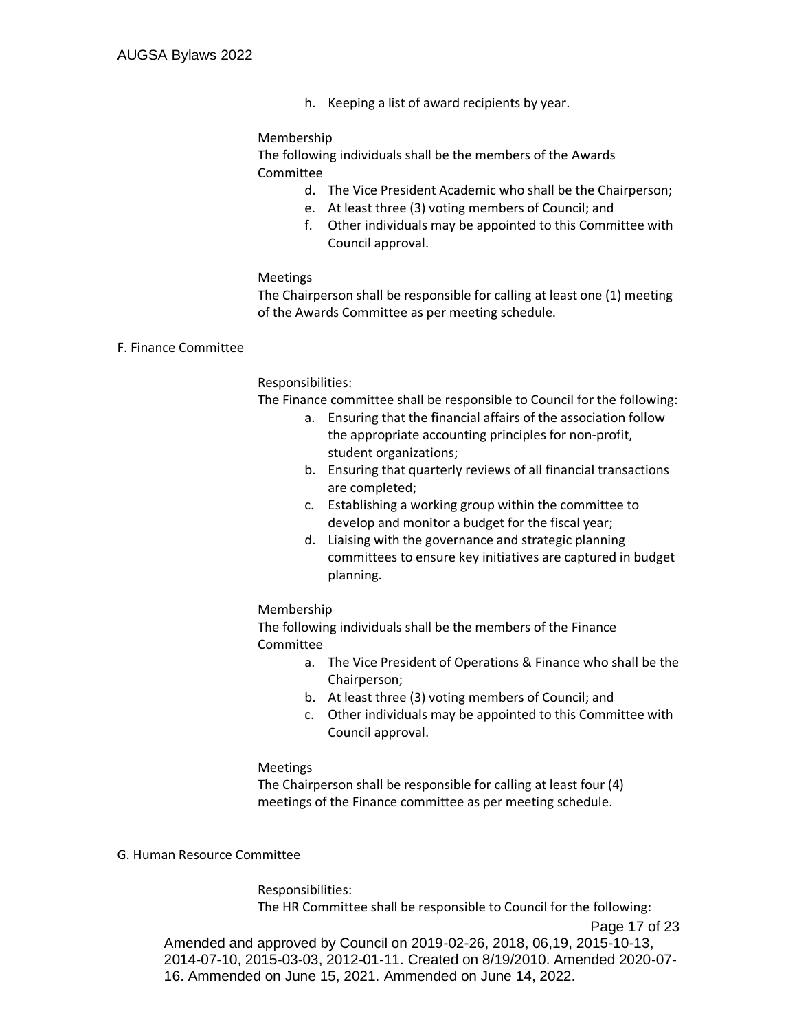h. Keeping a list of award recipients by year.

Membership

The following individuals shall be the members of the Awards Committee

d. The Vice President Academic who shall be the Chairperson;
e. At least three (3) voting members of Council; and
f. Other individuals may be appointed to this Committee with Council approval.

Meetings

The Chairperson shall be responsible for calling at least one (1) meeting of the Awards Committee as per meeting schedule.

## F. Finance Committee

Responsibilities:

The Finance committee shall be responsible to Council for the following:

a. Ensuring that the financial affairs of the association follow the appropriate accounting principles for non-profit, student organizations;
b. Ensuring that quarterly reviews of all financial transactions are completed;
c. Establishing a working group within the committee to develop and monitor a budget for the fiscal year;
d. Liaising with the governance and strategic planning committees to ensure key initiatives are captured in budget planning.

Membership

The following individuals shall be the members of the Finance Committee

a. The Vice President of Operations & Finance who shall be the Chairperson;
b. At least three (3) voting members of Council; and
c. Other individuals may be appointed to this Committee with Council approval.

Meetings

The Chairperson shall be responsible for calling at least four (4) meetings of the Finance committee as per meeting schedule.

## G. Human Resource Committee

Responsibilities:

The HR Committee shall be responsible to Council for the following: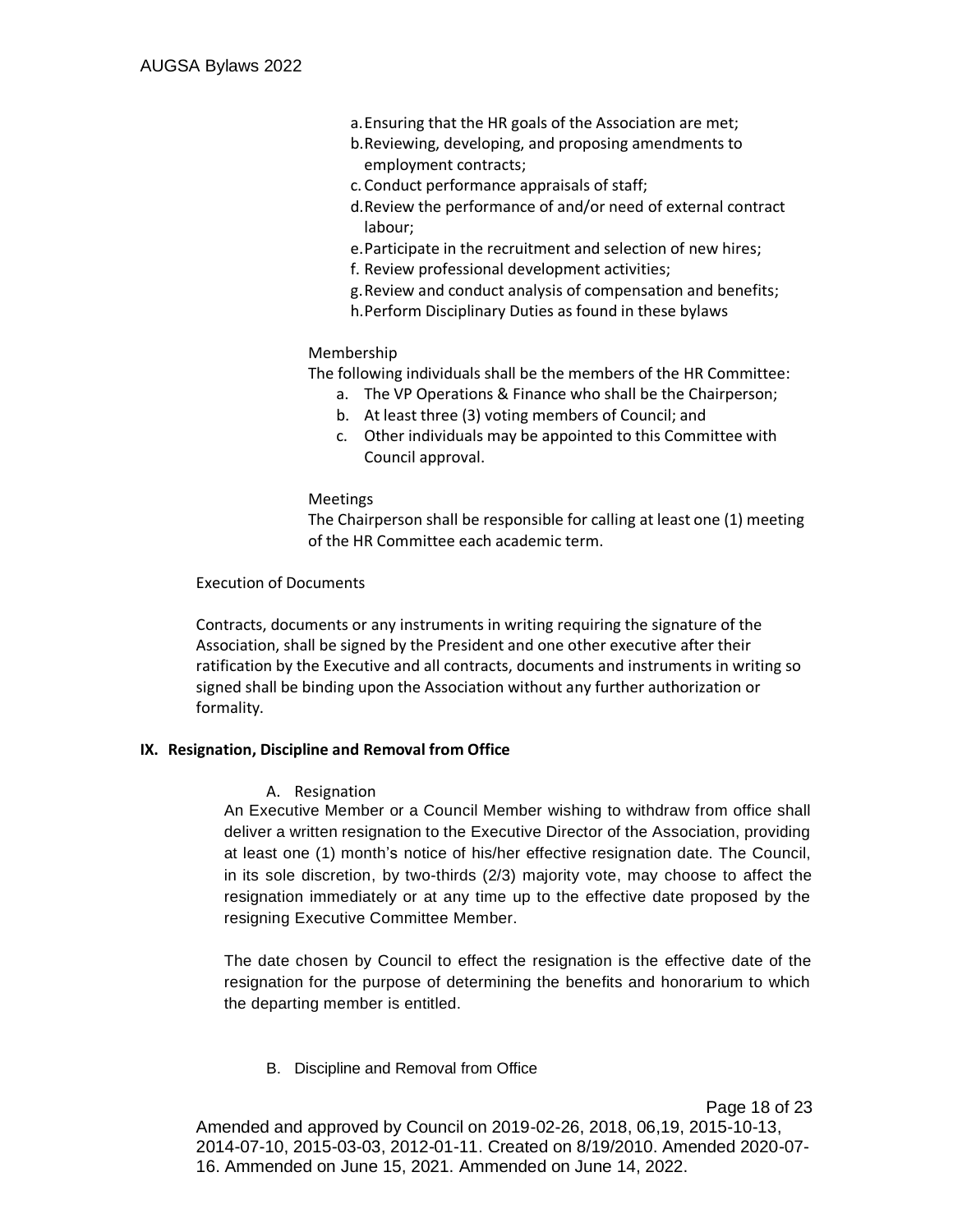a. Ensuring that the HR goals of the Association are met;
b. Reviewing, developing, and proposing amendments to employment contracts;
c. Conduct performance appraisals of staff;
d. Review the performance of and/or need of external contract labour;
e. Participate in the recruitment and selection of new hires;
f. Review professional development activities;
g. Review and conduct analysis of compensation and benefits;
h. Perform Disciplinary Duties as found in these bylaws

Membership

The following individuals shall be the members of the HR Committee:

a. The VP Operations & Finance who shall be the Chairperson;
b. At least three (3) voting members of Council; and
c. Other individuals may be appointed to this Committee with Council approval.

Meetings

The Chairperson shall be responsible for calling at least one (1) meeting of the HR Committee each academic term.

Execution of Documents

Contracts, documents or any instruments in writing requiring the signature of the Association, shall be signed by the President and one other executive after their ratification by the Executive and all contracts, documents and instruments in writing so signed shall be binding upon the Association without any further authorization or formality.

## IX. Resignation, Discipline and Removal from Office

### A. Resignation

An Executive Member or a Council Member wishing to withdraw from office shall deliver a written resignation to the Executive Director of the Association, providing at least one (1) month's notice of his/her effective resignation date. The Council, in its sole discretion, by two-thirds (2/3) majority vote, may choose to affect the resignation immediately or at any time up to the effective date proposed by the resigning Executive Committee Member.

The date chosen by Council to effect the resignation is the effective date of the resignation for the purpose of determining the benefits and honorarium to which the departing member is entitled.

### B. Discipline and Removal from Office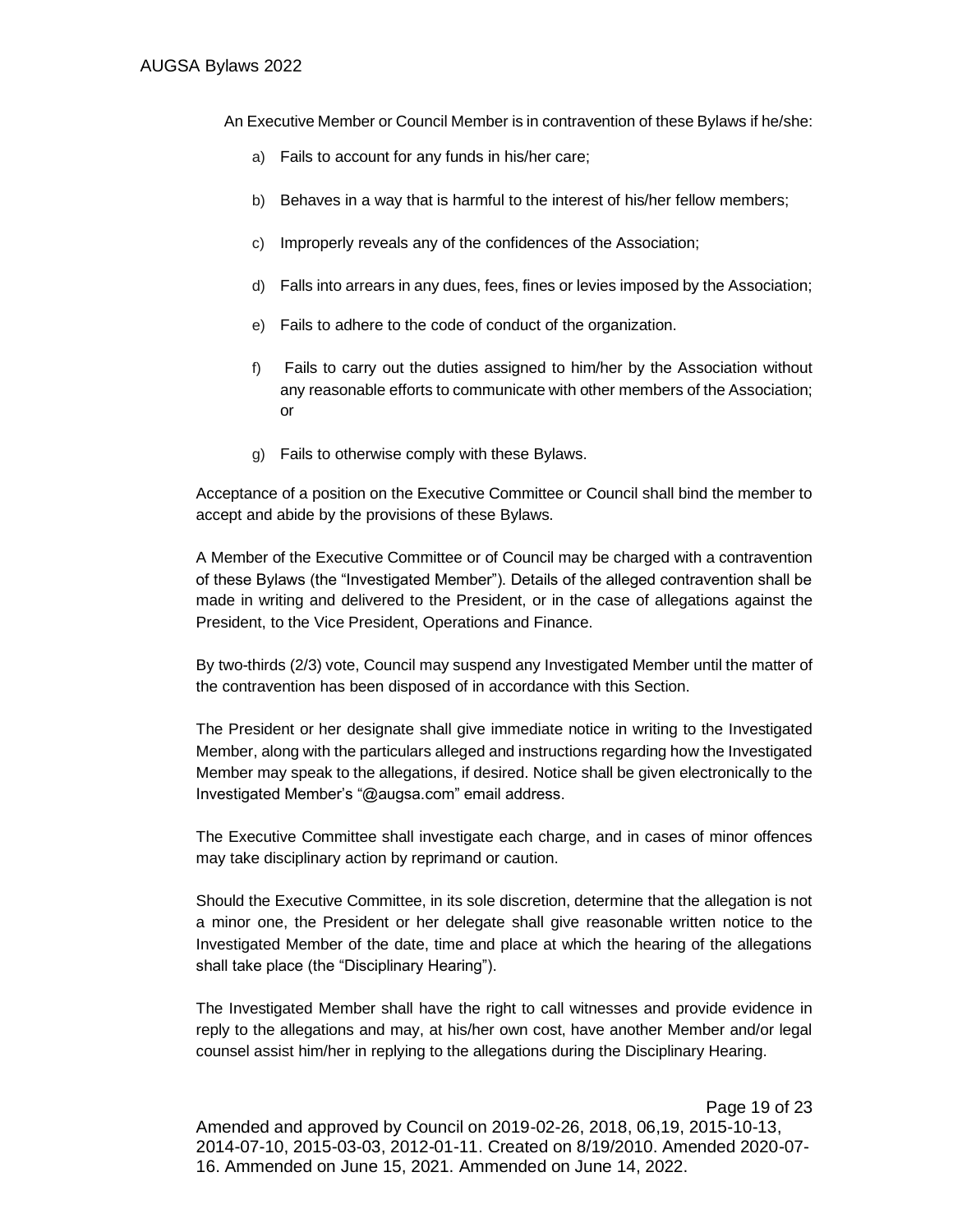An Executive Member or Council Member is in contravention of these Bylaws if he/she:

a) Fails to account for any funds in his/her care;

b) Behaves in a way that is harmful to the interest of his/her fellow members;

c) Improperly reveals any of the confidences of the Association;

d) Falls into arrears in any dues, fees, fines or levies imposed by the Association;

e) Fails to adhere to the code of conduct of the organization.

f) Fails to carry out the duties assigned to him/her by the Association without any reasonable efforts to communicate with other members of the Association; or

g) Fails to otherwise comply with these Bylaws.

Acceptance of a position on the Executive Committee or Council shall bind the member to accept and abide by the provisions of these Bylaws.

A Member of the Executive Committee or of Council may be charged with a contravention of these Bylaws (the "Investigated Member"). Details of the alleged contravention shall be made in writing and delivered to the President, or in the case of allegations against the President, to the Vice President, Operations and Finance.

By two-thirds (2/3) vote, Council may suspend any Investigated Member until the matter of the contravention has been disposed of in accordance with this Section.

The President or her designate shall give immediate notice in writing to the Investigated Member, along with the particulars alleged and instructions regarding how the Investigated Member may speak to the allegations, if desired. Notice shall be given electronically to the Investigated Member's "@augsa.com" email address.

The Executive Committee shall investigate each charge, and in cases of minor offences may take disciplinary action by reprimand or caution.

Should the Executive Committee, in its sole discretion, determine that the allegation is not a minor one, the President or her delegate shall give reasonable written notice to the Investigated Member of the date, time and place at which the hearing of the allegations shall take place (the "Disciplinary Hearing").

The Investigated Member shall have the right to call witnesses and provide evidence in reply to the allegations and may, at his/her own cost, have another Member and/or legal counsel assist him/her in replying to the allegations during the Disciplinary Hearing.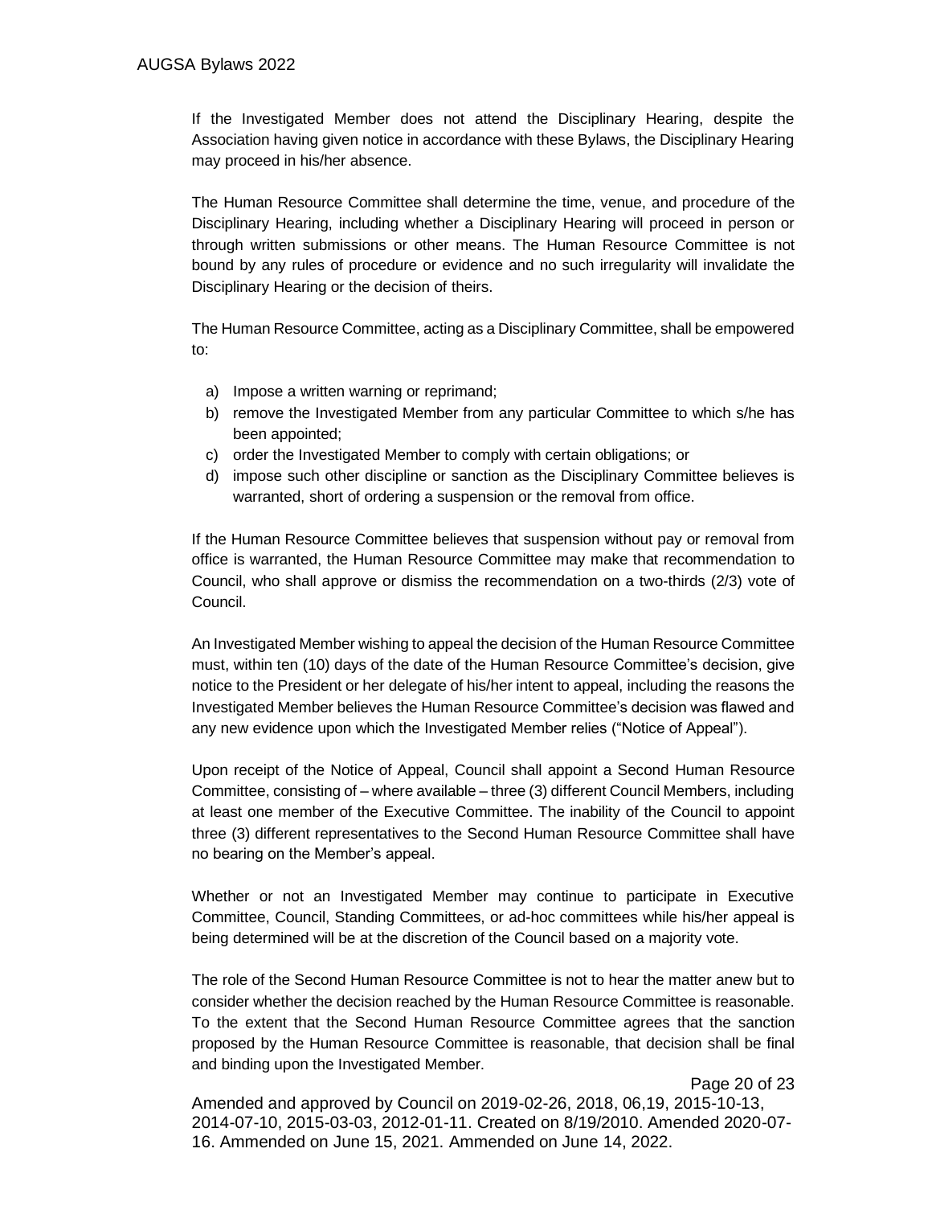If the Investigated Member does not attend the Disciplinary Hearing, despite the Association having given notice in accordance with these Bylaws, the Disciplinary Hearing may proceed in his/her absence.

The Human Resource Committee shall determine the time, venue, and procedure of the Disciplinary Hearing, including whether a Disciplinary Hearing will proceed in person or through written submissions or other means. The Human Resource Committee is not bound by any rules of procedure or evidence and no such irregularity will invalidate the Disciplinary Hearing or the decision of theirs.

The Human Resource Committee, acting as a Disciplinary Committee, shall be empowered to:

a) Impose a written warning or reprimand;
b) remove the Investigated Member from any particular Committee to which s/he has been appointed;
c) order the Investigated Member to comply with certain obligations; or
d) impose such other discipline or sanction as the Disciplinary Committee believes is warranted, short of ordering a suspension or the removal from office.

If the Human Resource Committee believes that suspension without pay or removal from office is warranted, the Human Resource Committee may make that recommendation to Council, who shall approve or dismiss the recommendation on a two-thirds (2/3) vote of Council.

An Investigated Member wishing to appeal the decision of the Human Resource Committee must, within ten (10) days of the date of the Human Resource Committee's decision, give notice to the President or her delegate of his/her intent to appeal, including the reasons the Investigated Member believes the Human Resource Committee's decision was flawed and any new evidence upon which the Investigated Member relies ("Notice of Appeal").

Upon receipt of the Notice of Appeal, Council shall appoint a Second Human Resource Committee, consisting of – where available – three (3) different Council Members, including at least one member of the Executive Committee. The inability of the Council to appoint three (3) different representatives to the Second Human Resource Committee shall have no bearing on the Member's appeal.

Whether or not an Investigated Member may continue to participate in Executive Committee, Council, Standing Committees, or ad-hoc committees while his/her appeal is being determined will be at the discretion of the Council based on a majority vote.

The role of the Second Human Resource Committee is not to hear the matter anew but to consider whether the decision reached by the Human Resource Committee is reasonable. To the extent that the Second Human Resource Committee agrees that the sanction proposed by the Human Resource Committee is reasonable, that decision shall be final and binding upon the Investigated Member.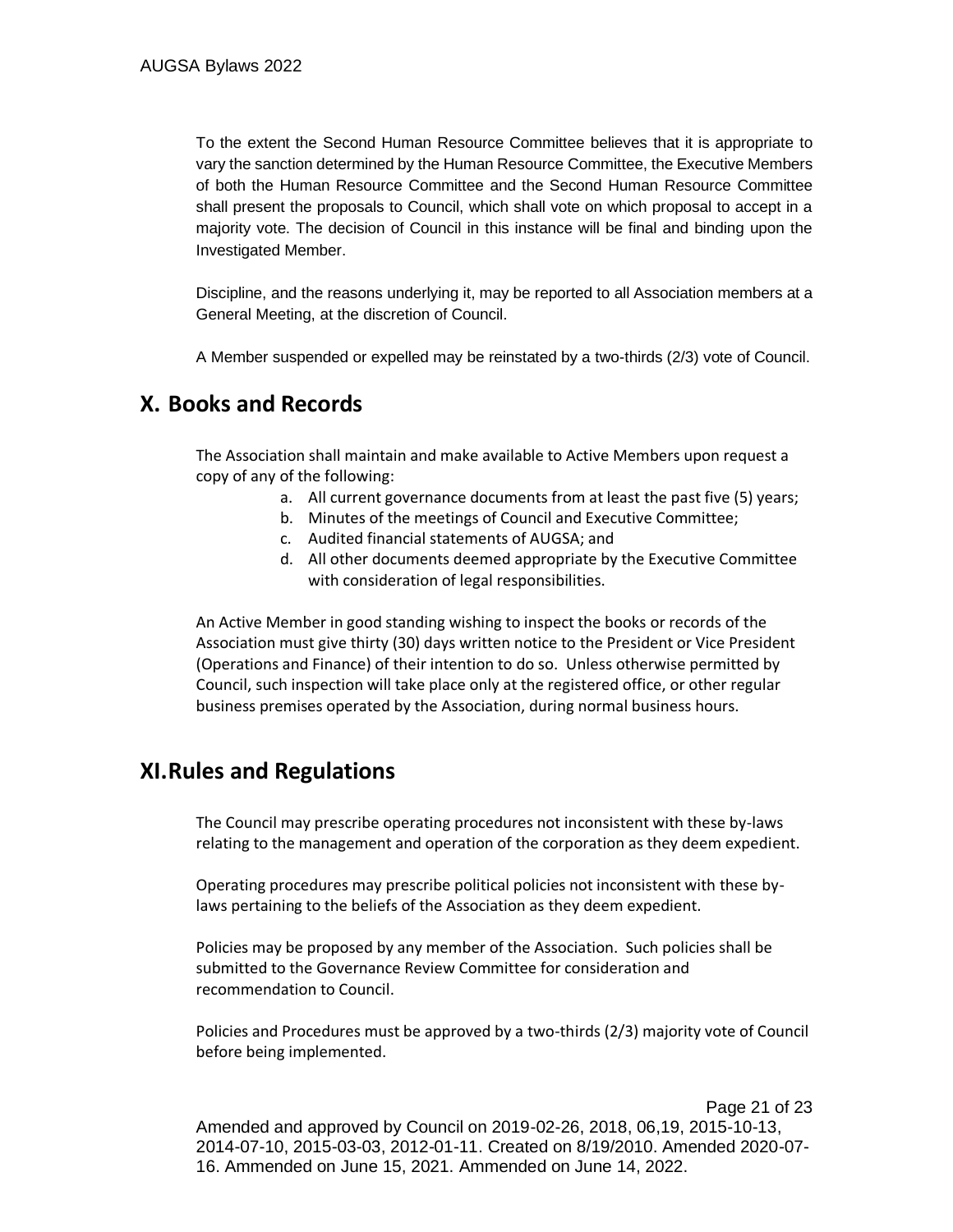To the extent the Second Human Resource Committee believes that it is appropriate to vary the sanction determined by the Human Resource Committee, the Executive Members of both the Human Resource Committee and the Second Human Resource Committee shall present the proposals to Council, which shall vote on which proposal to accept in a majority vote. The decision of Council in this instance will be final and binding upon the Investigated Member.

Discipline, and the reasons underlying it, may be reported to all Association members at a General Meeting, at the discretion of Council.

A Member suspended or expelled may be reinstated by a two-thirds (2/3) vote of Council.

## X. Books and Records

The Association shall maintain and make available to Active Members upon request a copy of any of the following:

a. All current governance documents from at least the past five (5) years;
b. Minutes of the meetings of Council and Executive Committee;
c. Audited financial statements of AUGSA; and
d. All other documents deemed appropriate by the Executive Committee with consideration of legal responsibilities.

An Active Member in good standing wishing to inspect the books or records of the Association must give thirty (30) days written notice to the President or Vice President (Operations and Finance) of their intention to do so. Unless otherwise permitted by Council, such inspection will take place only at the registered office, or other regular business premises operated by the Association, during normal business hours.

## XI. Rules and Regulations

The Council may prescribe operating procedures not inconsistent with these by-laws relating to the management and operation of the corporation as they deem expedient.

Operating procedures may prescribe political policies not inconsistent with these by-laws pertaining to the beliefs of the Association as they deem expedient.

Policies may be proposed by any member of the Association. Such policies shall be submitted to the Governance Review Committee for consideration and recommendation to Council.

Policies and Procedures must be approved by a two-thirds (2/3) majority vote of Council before being implemented.

Amended and approved by Council on 2019-02-26, 2018, 06,19, 2015-10-13, 2014-07-10, 2015-03-03, 2012-01-11. Created on 8/19/2010. Amended 2020-07-16. Ammended on June 15, 2021. Ammended on June 14, 2022.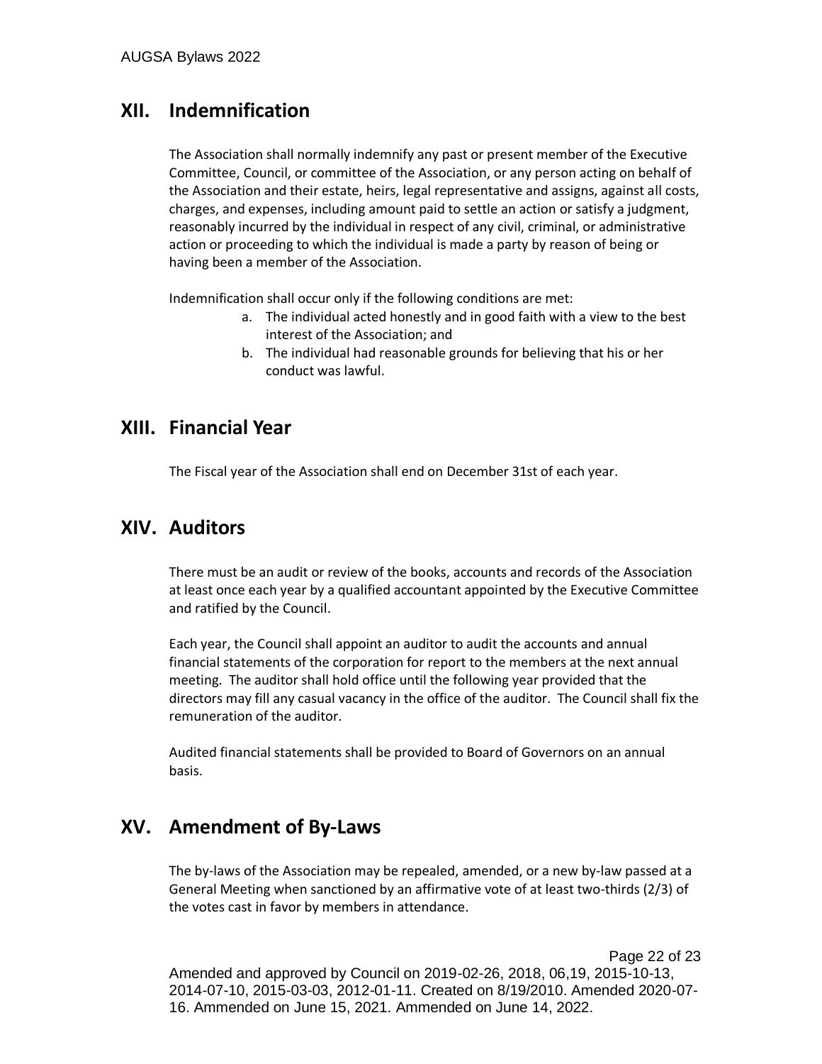## XII. Indemnification

The Association shall normally indemnify any past or present member of the Executive Committee, Council, or committee of the Association, or any person acting on behalf of the Association and their estate, heirs, legal representative and assigns, against all costs, charges, and expenses, including amount paid to settle an action or satisfy a judgment, reasonably incurred by the individual in respect of any civil, criminal, or administrative action or proceeding to which the individual is made a party by reason of being or having been a member of the Association.

Indemnification shall occur only if the following conditions are met:

a. The individual acted honestly and in good faith with a view to the best interest of the Association; and
b. The individual had reasonable grounds for believing that his or her conduct was lawful.

## XIII. Financial Year

The Fiscal year of the Association shall end on December 31st of each year.

## XIV. Auditors

There must be an audit or review of the books, accounts and records of the Association at least once each year by a qualified accountant appointed by the Executive Committee and ratified by the Council.

Each year, the Council shall appoint an auditor to audit the accounts and annual financial statements of the corporation for report to the members at the next annual meeting. The auditor shall hold office until the following year provided that the directors may fill any casual vacancy in the office of the auditor. The Council shall fix the remuneration of the auditor.

Audited financial statements shall be provided to Board of Governors on an annual basis.

## XV. Amendment of By-Laws

The by-laws of the Association may be repealed, amended, or a new by-law passed at a General Meeting when sanctioned by an affirmative vote of at least two-thirds (2/3) of the votes cast in favor by members in attendance.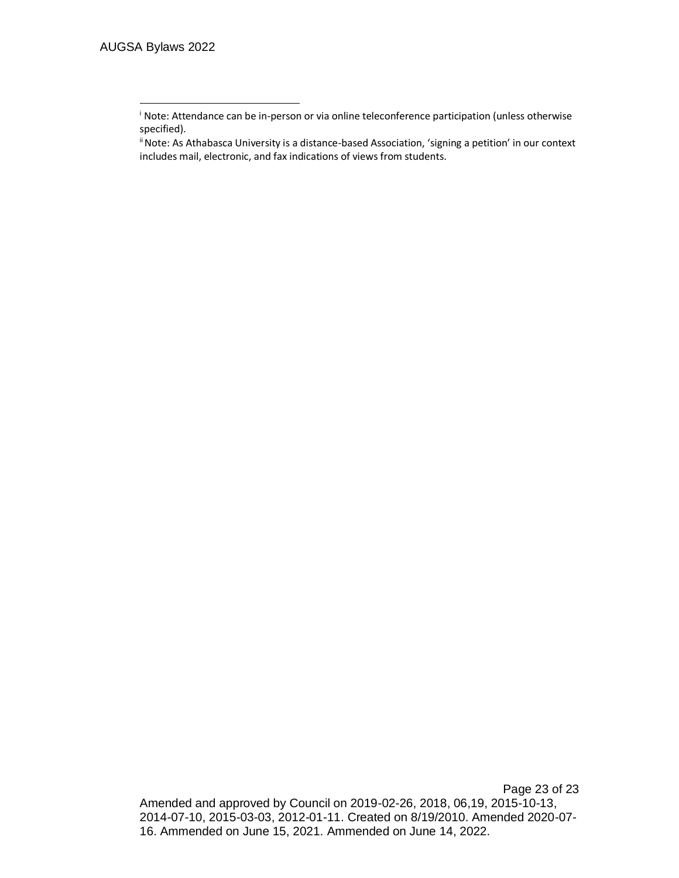---

[i] Note: Attendance can be in-person or via online teleconference participation (unless otherwise specified).

[ii] Note: As Athabasca University is a distance-based Association, 'signing a petition' in our context includes mail, electronic, and fax indications of views from students.